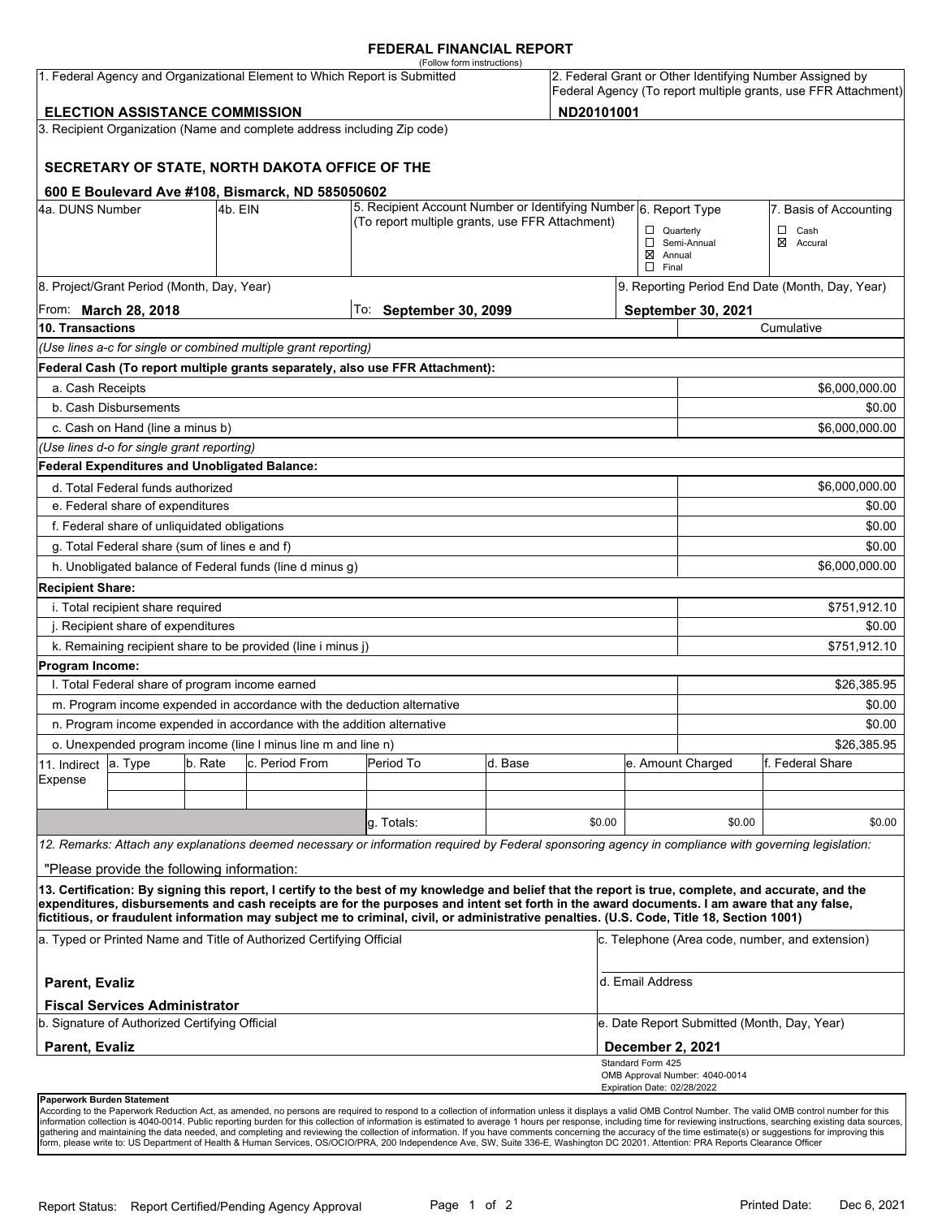# FEDERAL FINANCIAL REPORT

(Follow form instructions)

| 1. Federal Agency and Organizational Element to Which Report is Submitted | 2. Federal Grant or Other Identifying Number Assigned by Federal Agency (To report multiple grants, use FFR Attachment) |
|---|---|
| **ELECTION ASSISTANCE COMMISSION** | **ND20101001** |

3. Recipient Organization (Name and complete address including Zip code)

**SECRETARY OF STATE, NORTH DAKOTA OFFICE OF THE**

**600 E Boulevard Ave #108, Bismarck, ND 585050602**

| 4a. DUNS Number | 4b. EIN | 5. Recipient Account Number or Identifying Number (To report multiple grants, use FFR Attachment) | 6. Report Type | 7. Basis of Accounting |
|---|---|---|---|---|
| | | | ☐ Quarterly<br>☐ Semi-Annual<br>☒ Annual<br>☐ Final | ☐ Cash<br>☒ Accural |

| 8. Project/Grant Period (Month, Day, Year) | | 9. Reporting Period End Date (Month, Day, Year) |
|---|---|---|
| From: **March 28, 2018** | To: **September 30, 2099** | **September 30, 2021** |

| 10. Transactions | Cumulative |
|---|---|
| *(Use lines a-c for single or combined multiple grant reporting)* | |
| **Federal Cash (To report multiple grants separately, also use FFR Attachment):** | |
| a. Cash Receipts | $6,000,000.00 |
| b. Cash Disbursements | $0.00 |
| c. Cash on Hand (line a minus b) | $6,000,000.00 |
| *(Use lines d-o for single grant reporting)* | |
| **Federal Expenditures and Unobligated Balance:** | |
| d. Total Federal funds authorized | $6,000,000.00 |
| e. Federal share of expenditures | $0.00 |
| f. Federal share of unliquidated obligations | $0.00 |
| g. Total Federal share (sum of lines e and f) | $0.00 |
| h. Unobligated balance of Federal funds (line d minus g) | $6,000,000.00 |
| **Recipient Share:** | |
| i. Total recipient share required | $751,912.10 |
| j. Recipient share of expenditures | $0.00 |
| k. Remaining recipient share to be provided (line i minus j) | $751,912.10 |
| **Program Income:** | |
| l. Total Federal share of program income earned | $26,385.95 |
| m. Program income expended in accordance with the deduction alternative | $0.00 |
| n. Program income expended in accordance with the addition alternative | $0.00 |
| o. Unexpended program income (line l minus line m and line n) | $26,385.95 |

| 11. Indirect Expense | a. Type | b. Rate | c. Period From | Period To | d. Base | e. Amount Charged | f. Federal Share |
|---|---|---|---|---|---|---|---|
| | | | | | | | |
| | | | | | | | |
| | | | | g. Totals: | $0.00 | $0.00 | $0.00 |

*12. Remarks: Attach any explanations deemed necessary or information required by Federal sponsoring agency in compliance with governing legislation:*

"Please provide the following information:

**13. Certification: By signing this report, I certify to the best of my knowledge and belief that the report is true, complete, and accurate, and the expenditures, disbursements and cash receipts are for the purposes and intent set forth in the award documents. I am aware that any false, fictitious, or fraudulent information may subject me to criminal, civil, or administrative penalties. (U.S. Code, Title 18, Section 1001)**

| a. Typed or Printed Name and Title of Authorized Certifying Official | c. Telephone (Area code, number, and extension) |
|---|---|
| **Parent, Evaliz**<br>**Fiscal Services Administrator** | d. Email Address |
| b. Signature of Authorized Certifying Official | e. Date Report Submitted (Month, Day, Year) |
| **Parent, Evaliz** | **December 2, 2021** |

Standard Form 425
OMB Approval Number: 4040-0014
Expiration Date: 02/28/2022

**Paperwork Burden Statement**
According to the Paperwork Reduction Act, as amended, no persons are required to respond to a collection of information unless it displays a valid OMB Control Number. The valid OMB control number for this information collection is 4040-0014. Public reporting burden for this collection of information is estimated to average 1 hours per response, including time for reviewing instructions, searching existing data sources, gathering and maintaining the data needed, and completing and reviewing the collection of information. If you have comments concerning the accuracy of the time estimate(s) or suggestions for improving this form, please write to: US Department of Health & Human Services, OS/OCIO/PRA, 200 Independence Ave, SW, Suite 336-E, Washington DC 20201. Attention: PRA Reports Clearance Officer

Report Status: Report Certified/Pending Agency Approval

Printed Date: Dec 6, 2021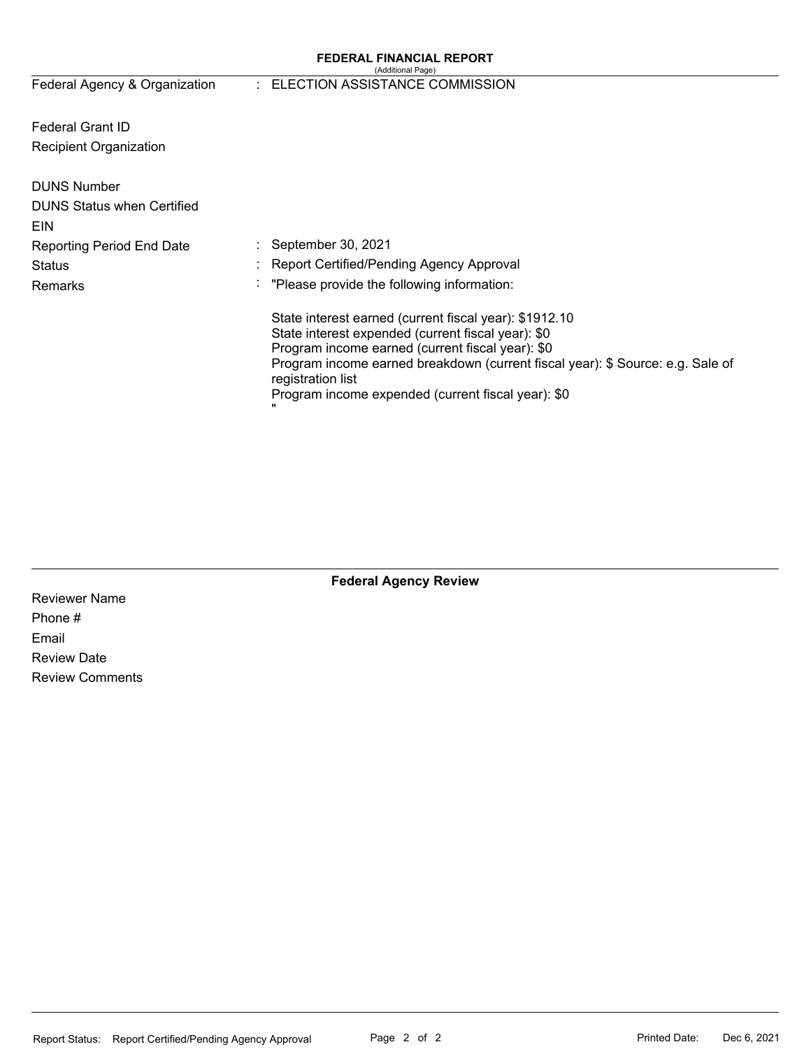## FEDERAL FINANCIAL REPORT

(Additional Page)

| | |
|---|---|
| Federal Agency & Organization | : ELECTION ASSISTANCE COMMISSION |
| Federal Grant ID | |
| Recipient Organization | |
| DUNS Number | |
| DUNS Status when Certified | |
| EIN | |
| Reporting Period End Date | : September 30, 2021 |
| Status | : Report Certified/Pending Agency Approval |
| Remarks | : "Please provide the following information: |

State interest earned (current fiscal year): $1912.10
State interest expended (current fiscal year): $0
Program income earned (current fiscal year): $0
Program income earned breakdown (current fiscal year): $ Source: e.g. Sale of registration list
Program income expended (current fiscal year): $0
"

### Federal Agency Review

Reviewer Name

Phone #

Email

Review Date

Review Comments

Report Status: Report Certified/Pending Agency Approval

Printed Date: Dec 6, 2021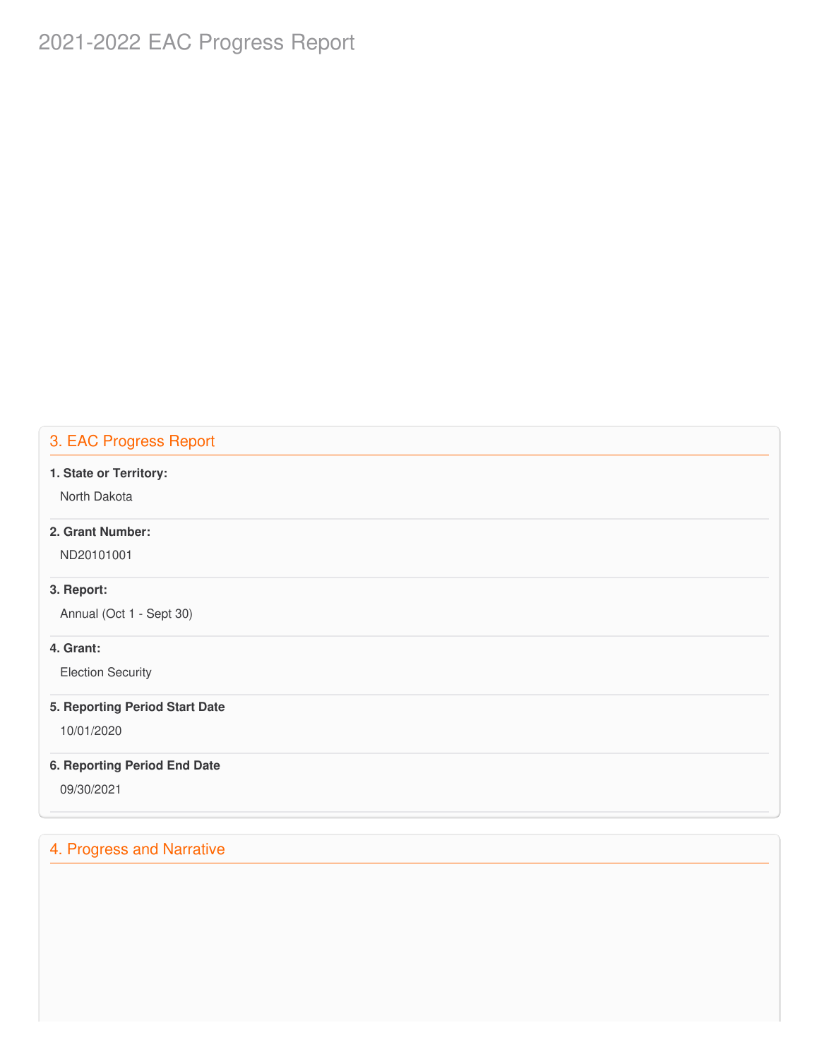# 2021-2022 EAC Progress Report

## 3. EAC Progress Report

**1. State or Territory:**

North Dakota

**2. Grant Number:**

ND20101001

**3. Report:**

Annual (Oct 1 - Sept 30)

**4. Grant:**

Election Security

**5. Reporting Period Start Date**

10/01/2020

**6. Reporting Period End Date**

09/30/2021

## 4. Progress and Narrative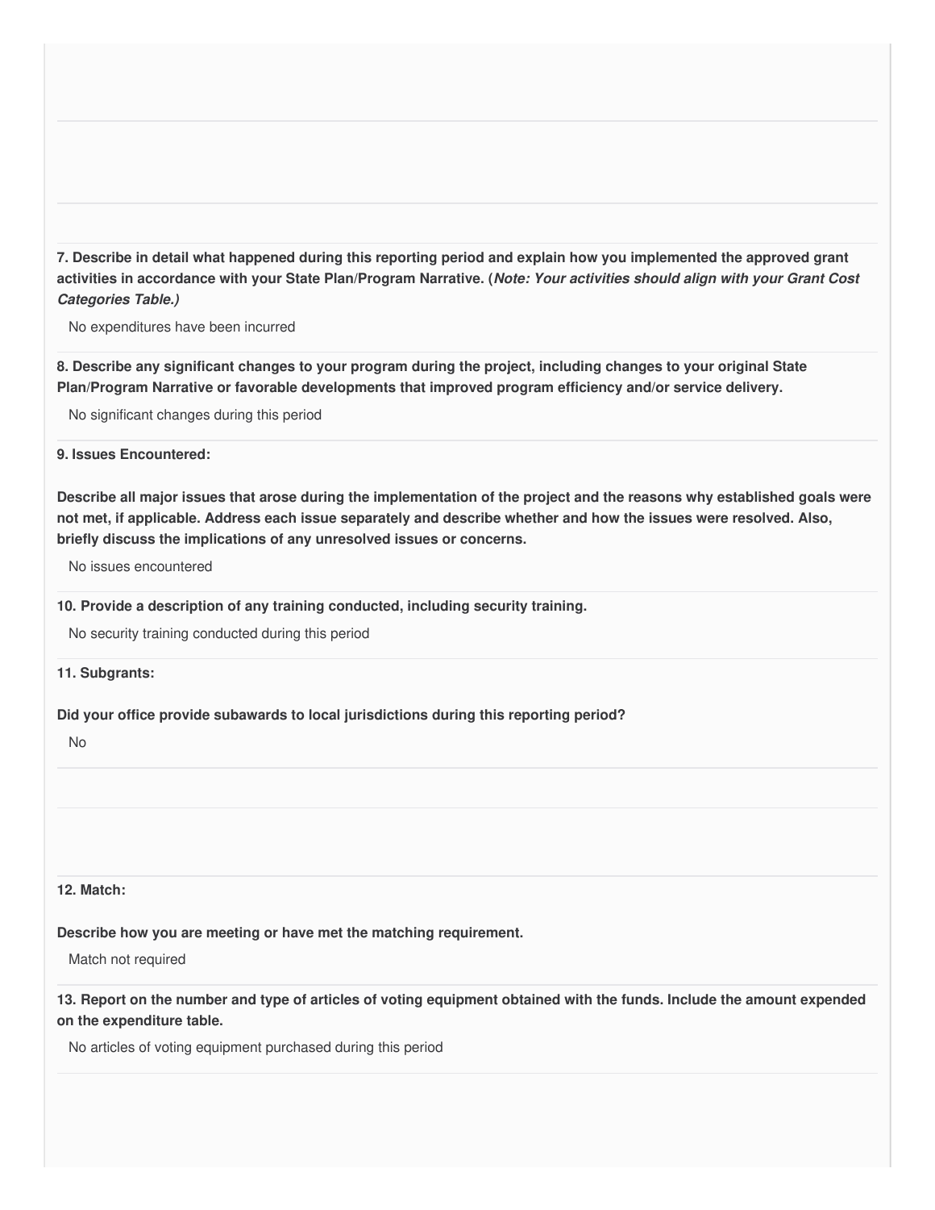**7. Describe in detail what happened during this reporting period and explain how you implemented the approved grant activities in accordance with your State Plan/Program Narrative. (*Note: Your activities should align with your Grant Cost Categories Table.)***

No expenditures have been incurred

**8. Describe any significant changes to your program during the project, including changes to your original State Plan/Program Narrative or favorable developments that improved program efficiency and/or service delivery.**

No significant changes during this period

**9. Issues Encountered:**

**Describe all major issues that arose during the implementation of the project and the reasons why established goals were not met, if applicable. Address each issue separately and describe whether and how the issues were resolved. Also, briefly discuss the implications of any unresolved issues or concerns.**

No issues encountered

**10. Provide a description of any training conducted, including security training.**

No security training conducted during this period

**11. Subgrants:**

**Did your office provide subawards to local jurisdictions during this reporting period?**

No

**12. Match:**

**Describe how you are meeting or have met the matching requirement.**

Match not required

**13. Report on the number and type of articles of voting equipment obtained with the funds. Include the amount expended on the expenditure table.**

No articles of voting equipment purchased during this period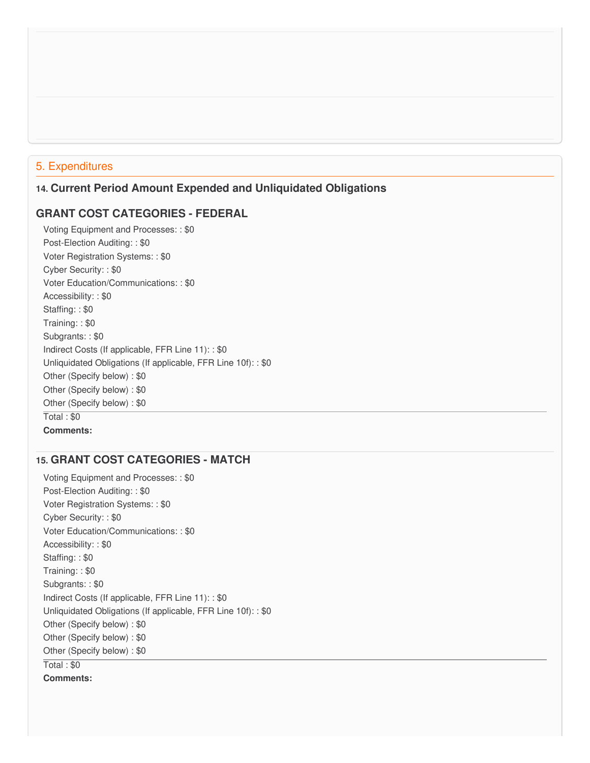## 5. Expenditures

### 14. Current Period Amount Expended and Unliquidated Obligations

### GRANT COST CATEGORIES - FEDERAL

Voting Equipment and Processes: : $0
Post-Election Auditing: : $0
Voter Registration Systems: : $0
Cyber Security: : $0
Voter Education/Communications: : $0
Accessibility: : $0
Staffing: : $0
Training: : $0
Subgrants: : $0
Indirect Costs (If applicable, FFR Line 11): : $0
Unliquidated Obligations (If applicable, FFR Line 10f): : $0
Other (Specify below) : $0
Other (Specify below) : $0
Other (Specify below) : $0

Total : $0

**Comments:**

### 15. GRANT COST CATEGORIES - MATCH

Voting Equipment and Processes: : $0
Post-Election Auditing: : $0
Voter Registration Systems: : $0
Cyber Security: : $0
Voter Education/Communications: : $0
Accessibility: : $0
Staffing: : $0
Training: : $0
Subgrants: : $0
Indirect Costs (If applicable, FFR Line 11): : $0
Unliquidated Obligations (If applicable, FFR Line 10f): : $0
Other (Specify below) : $0
Other (Specify below) : $0
Other (Specify below) : $0

Total : $0

**Comments:**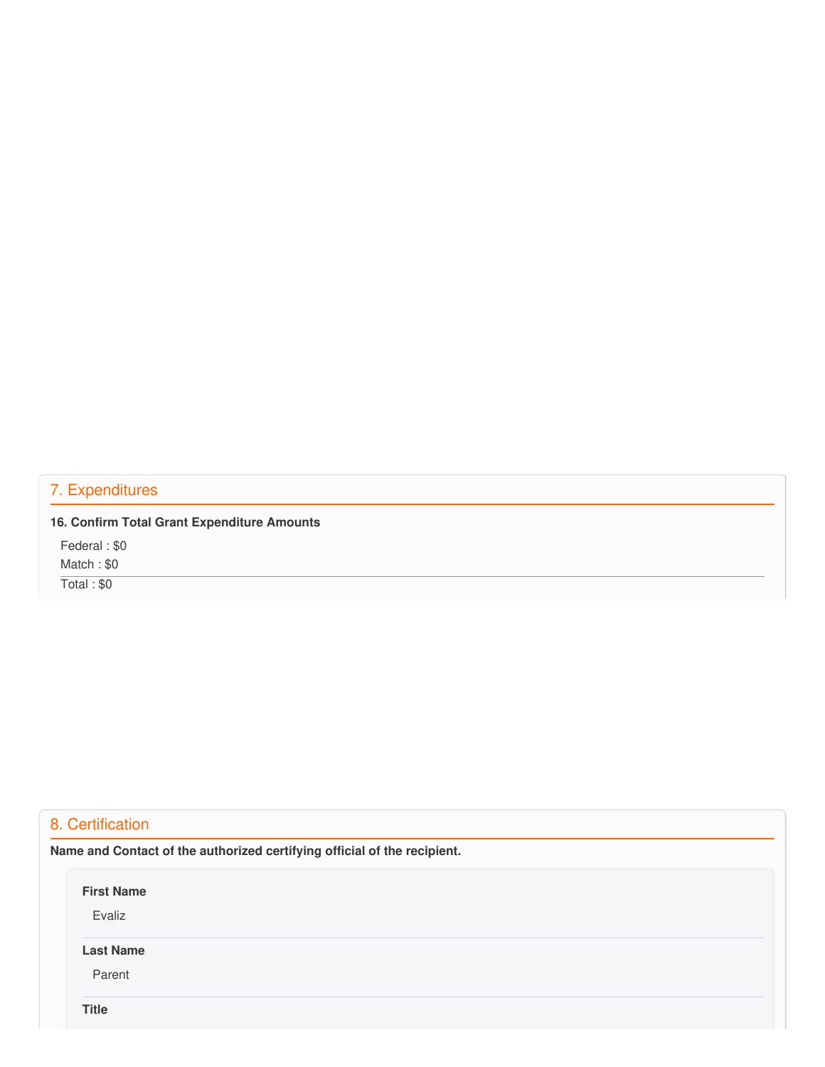## 7. Expenditures

**16. Confirm Total Grant Expenditure Amounts**

Federal : $0

Match : $0

Total : $0

## 8. Certification

**Name and Contact of the authorized certifying official of the recipient.**

**First Name**

Evaliz

**Last Name**

Parent

**Title**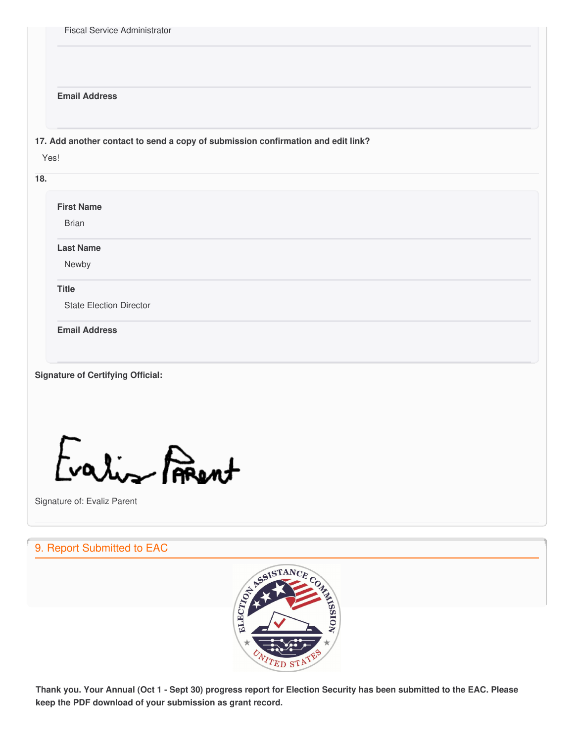Fiscal Service Administrator

**Email Address**

**17. Add another contact to send a copy of submission confirmation and edit link?**

Yes!

**18.**

**First Name**

Brian

**Last Name**

Newby

**Title**

State Election Director

**Email Address**

**Signature of Certifying Official:**

Signature of: Evaliz Parent

## 9. Report Submitted to EAC

**Thank you. Your Annual (Oct 1 - Sept 30) progress report for Election Security has been submitted to the EAC. Please keep the PDF download of your submission as grant record.**